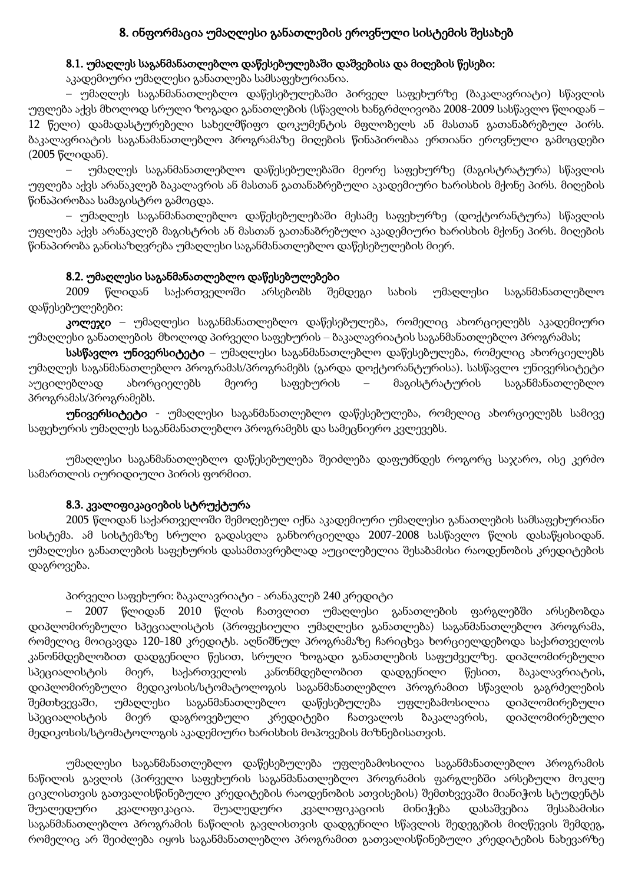## 8. ინფორმაცია უმაღლესი განათლების ეროვნული სისტემის შესახებ

### 8.1. უმაღლეს საგანმანათლებლო დაწესებულებაში დაშვებისა და მიღების წესები:

აკადემიური უმაღლესი განათლება სამსაფეხურიანია.

– უმაღლეს საგანმნათლებლო დაწესებულებაში პირველ საფეხურზე (ბაკალავრიატი) სწავლის უფლება აქვს მხოლოდ სრული ზოგადი განათლების (სწავლის ხანგრძლივობა 2008-2009 სასწავლო წლიდან – 12 წელი) დამადასტურებელი სახელმწიფო დოკუმენტის მფლობელს ან მასთან გათანაბრებულ პირს. ბაკალავრიატის საგანამანათლებლო პროგრამაზე მიღების წინაპირობაა ერთიანი ეროვნული გამოცდები (2005 წლიდან).

– უმაღლეს საგანმნათლებლო დაწესებულებაში მეორე საფეხურზე (მაგისტრატურა) სწავლის უფლება აქვს არანაკლებ ბაკალავრის ან მასთან გათანაბრებული აკადემიური ხარისხის მქონე პირს. მიღების წინაპირობაა სამაგისტრო გამოცდა.

– უმაღლეს საგანმნათლებლო დაწესებულებაში მესამე საფეხურზე (დოქტორანტურა) სწავლის უფლება აქვს არანაკლებ მაგისტრის ან მასთან გათანაბრებული აკადემიური ხარისხის მქონე პირს. მიღების წინაპირობა განისაზღვრება უმაღლესი საგანმანათლებლო დაწესებულების მიერ.

### 8.2. უმაღლესი საგანმანათლებლო დაწესებულებები

2009 წლიდან საქართველოში არსებობს შემდეგი სახის უმაღლესი საგანმანათლებლო დაწესებულებები:

**კოლეჯი** – უმაღლესი საგანმანათლებლო დაწესებულება, რომელიც ახორციელებს აკადემიური უმაღლესი განათლების მხოლოდ პირველი საფეხურის – ბაკალავრიატის საგანმანათლებლო პროგრამას;

**სასწავლო უნივერსიტეტი** – უმაღლესი საგანმანათლებლო დაწესებულება, რომელიც ახორციელებს უმაღლეს საგანმანათლებლო პროგრამას/პროგრამებს (გარდა დოქტორანტურისა). სასწავლო უნივერსიტეტი აუცილებლად ახორციელებს მეორე საფეხურის – მაგისტრატურის საგანმანათლებლო პროგრამას/პროგრამებს.

**უნივერსიტეტი** - უმაღლესი საგანმანათლებლო დაწესებულება, რომელიც ახორციელებს სამივე საფეხურის უმაღლეს საგანმანათლებლო პროგრამებს და სამეცნიერო კვლევებს.

უმაღლესი საგანმანათლებლო დაწესებულება შეიძლება დაფუძნდეს როგორც საჯარო, ისე კერძო სამართლის იურიდიული პირის ფორმით.

### 8.3. კვალიფიკაციების სტრუქტურა

2005 წლიდან საქართველოში შემოღებულ იქნა აკადემიური უმაღლესი განათლების სამსაფეხურიანი სისტემა. ამ სისტემაზე სრული გადასვლა განხორციელდა 2007-2008 სასწავლო წლის დასაწყისიდან. უმაღლესი განათლების საფეხურის დასამთავრებლად აუცილებელია შესაბამისი რაოდენობის კრედიტების დაგროვება.

პირველი საფეხური: ბაკალავრიატი - არანაკლებ 240 კრედიტი

– 2007 წლიდან 2010 წლის ჩათვლით უმაღლესი განათლების ფარგლებში არსებობდა დიპლომირებული სპეციალისტის (პროფესიული უმაღლესი განათლება) საგანმანათლებლო პროგრამა, რომელიც მოიცავდა 120-180 კრედიტს. აღნიშნულ პროგრამაზე ჩარიცხვა ხორციელდებოდა საქართველოს კანონმდებლობით დადგენილი წესით, სრული ზოგადი განათლების საფუძველზე. დიპლომირებული სპეციალისტის მიერ, საქართველოს კანონმდებლობით დადგენილი წესით, ბაკალავრიატის, დიპლომირებული მედიკოსის/სტომატოლოგის საგანმანათლებლო პროგრამით სწავლის გაგრძელების შემთხვევაში, უმაღლესი საგანმანათლებლო დაწესებულება უფლებამოსილია დიპლომირებული სპეციალისტის მიერ დაგროვებული კრედიტები ჩათვალოს ბაკალავრის, დიპლომირებული მედიკოსის/სტომატოლოგის აკადემიური ხარისხის მოპოვების მიზნებისათვის.

უმაღლესი საგანმანათლებლო დაწესებულება უფლებამოსილია საგანმანათლებლო პროგრამის ნაწილის გავლის (პირველი საფეხურის საგანმანათლებლო პროგრამის ფარგლებში არსებული მოკლე ციკლისთვის გათვალისწინებული კრედიტების რაოდენობის ათვისების) შემთხვევაში მიანიჭოს სტუდენტს შუალედური კვალიფიკაცია. შუალედური კვალიფიკაციის მინიჭება დასაშვებია შესაბამისი საგანმანათლებლო პროგრამის ნაწილის გავლისთვის დადგენილი სწავლის შედეგების მიღწევის შემდეგ, რომელიც არ შეიძლება იყოს საგანმანათლებლო პროგრამით გათვალისწინებული კრედიტების ნახევარზე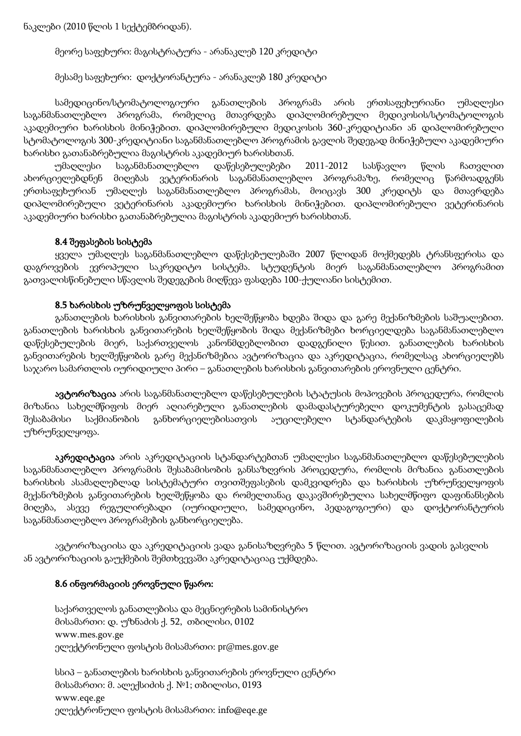ნაკლები (2010 წლის 1 სექტემბრიდან).

მეორე საფეხური: მაგისტრატურა - არანაკლებ 120 კრედიტი

მესამე საფეხური: დოქტორანტურა - არანაკლებ 180 კრედიტი

სამედიცინო/სტომატოლოგიური განათლების პროგრამა არის ერთსაფეხურიანი უმაღლესი საგანმანათლებლო პროგრამა, რომელიც მთავრდება დიპლომირებული მედიკოსის/სტომატოლოგის აკადემიური ხარისხის მინიჭებით. დიპლომირებული მედიკოსის 360-კრედიტიანი ან დიპლომირებული სტომატოლოგის 300-კრედიტიანი საგანმანათლებლო პროგრამის გავლის შედეგად მინიჭებული აკადემიური ხარისხი გათანაბრებულია მაგისტრის აკადემიურ ხარისხთან.

უმაღლესი საგანმანათლებლო დაწესებულებები 2011-2012 სასწავლო წლის ჩათვლით ახორციელებდნენ მიღებას ვეტერინარის საგანმანათლებლო პროგრამაზე, რომელიც წარმოადგენს ერთსაფეხურიან უმაღლეს საგანმანათლებლო პროგრამას, მოიცავს 300 კრედიტს და მთავრდება დიპლომირებული ვეტერინარის აკადემიური ხარისხის მინიჭებით. დიპლომირებული ვეტერინარის აკადემიური ხარისხი გათანაბრებულია მაგისტრის აკადემიურ ხარისხთან.

### 8.4 შეფასების სისტემა

ყველა უმაღლეს საგანმანათლებლო დაწესებულებაში 2007 წლიდან მოქმედებს ტრანსფერისა და დაგროვების ევროპული საკრედიტო სისტემა. სტუდენტის მიერ საგანმანათლებლო პროგრამით გათვალისწინებული სწავლის შედეგების მიღწევა ფასდება 100-ქულიანი სისტემით.

### 8.5 ხარისხის უზრუნველყოფის სისტემა

განათლების ხარისხის განვითარების ხელშეწყობა ხდება შიდა და გარე მექანიზმების საშუალებით. განათლების ხარისხის განვითარების ხელშეწყობის შიდა მექანიზმები ხორციელდება საგანმანათლებლო დაწესებულების მიერ, საქართველოს კანონმდებლობით დადგენილი წესით. განათლების ხარისხის განვითარების ხელშეწყობის გარე მექანიზმებია ავტორიზაცია და აკრედიტაცია, რომელსაც ახორციელებს საჯარო სამართლის იურიდიული პირი – განათლების ხარისხის განვითარების ეროვნული ცენტრი.

**ავტორიზაცია** არის საგანმანათლებლო დაწესებულების სტატუსის მოპოვების პროცედურა, რომლის მიზანია სახელმწიფოს მიერ აღიარებული განათლების დამადასტურებელი დოკუმენტის გასაცემად შესაბამისი საქმიანობის განხორციელებისათვის აუცილებელი სტანდარტების დაკმაყოფილების უზრუნველყოფა.

**აკრედიტაცია** არის აკრედიტაციის სტანდარტებთან უმაღლესი საგანმანათლებლო დაწესებულების საგანმანათლებლო პროგრამის შესაბამისობის განსაზღვრის პროცედურა, რომლის მიზანია განათლების ხარისხის ასამაღლებლად სისტემატური თვითშეფასების დამკვიდრება და ხარისხის უზრუნველყოფის მექანიზმების განვითარების ხელშეწყობა და რომელთანაც დაკავშირებულია სახელმწიფო დაფინანსების მიღება, ასევე რეგულირებადი (იურიდიული, სამედიცინო, პედაგოგიური) და დოქტორანტურის საგანმანათლებლო პროგრამების განხორციელება.

ავტორიზაციისა და აკრედიტაციის ვადა განისაზღვრება 5 წლით. ავტორიზაციის ვადის გასვლის ან ავტორიზაციის გაუქმების შემთხვევაში აკრედიტაციაც უქმდება.

### 8.6 ინფორმაციის ეროვნული წყარო:

საქართველოს განათლებისა და მეცნიერების სამინისტრო
მისამართი: დ. უზნაძის ქ. 52, თბილისი, 0102
www.mes.gov.ge
ელექტრონული ფოსტის მისამართი: pr@mes.gov.ge

სსიპ – განათლების ხარისხის განვითარების ეროვნული ცენტრი
მისამართი: მ. ალექსიძის ქ. №1; თბილისი, 0193
www.eqe.ge
ელექტრონული ფოსტის მისამართი: info@eqe.ge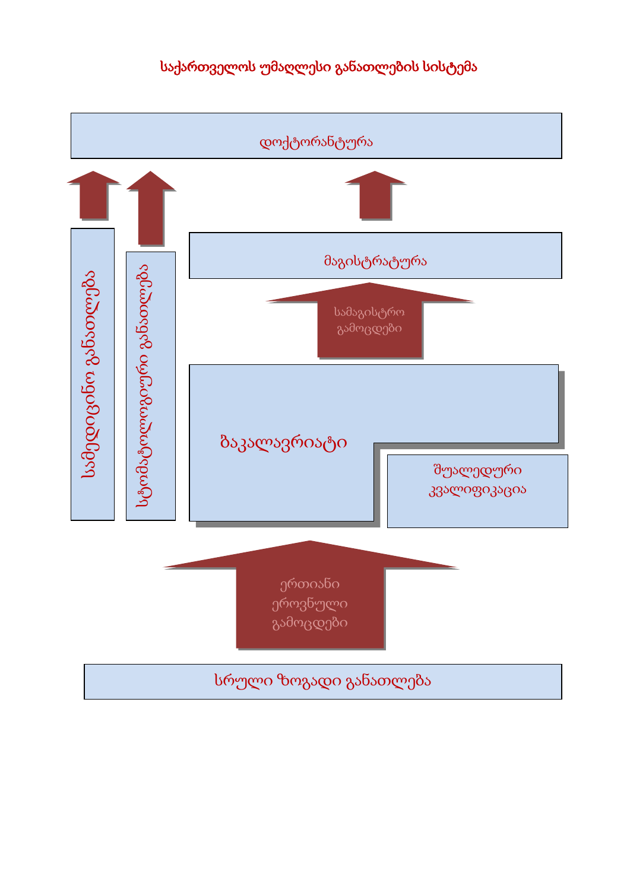# საქართველოს უმაღლესი განათლების სისტემა

დოქტორანტურა

სამედიცინო განათლება

სტომატოლოგიური განათლება

მაგისტრატურა

სამაგისტრო გამოცდები

ბაკალავრიატი

შუალედური კვალიფიკაცია

ერთიანი ეროვნული გამოცდები

სრული ზოგადი განათლება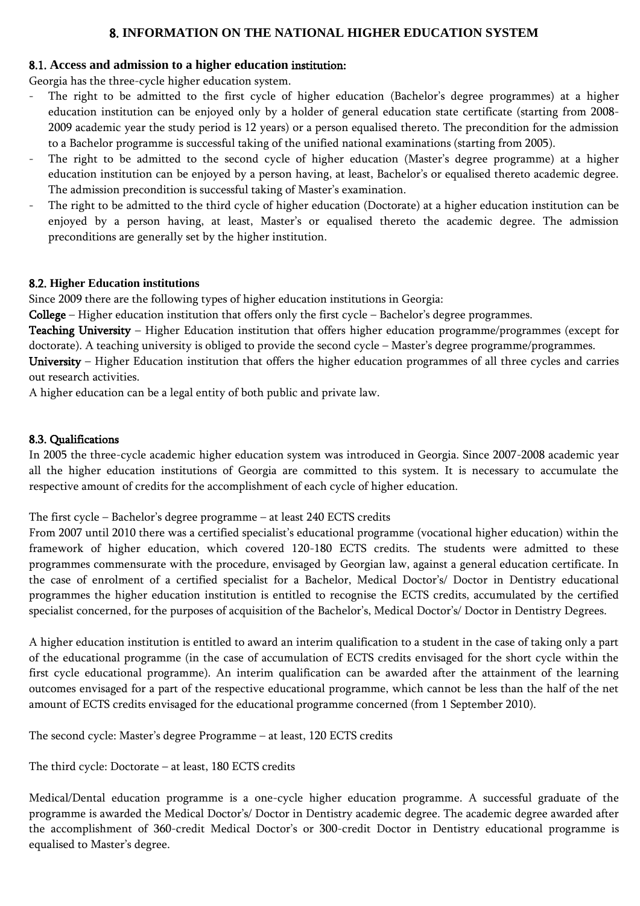## 8. INFORMATION ON THE NATIONAL HIGHER EDUCATION SYSTEM

### 8.1. Access and admission to a higher education institution:

Georgia has the three-cycle higher education system.

- The right to be admitted to the first cycle of higher education (Bachelor's degree programmes) at a higher education institution can be enjoyed only by a holder of general education state certificate (starting from 2008-2009 academic year the study period is 12 years) or a person equalised thereto. The precondition for the admission to a Bachelor programme is successful taking of the unified national examinations (starting from 2005).
- The right to be admitted to the second cycle of higher education (Master's degree programme) at a higher education institution can be enjoyed by a person having, at least, Bachelor's or equalised thereto academic degree. The admission precondition is successful taking of Master's examination.
- The right to be admitted to the third cycle of higher education (Doctorate) at a higher education institution can be enjoyed by a person having, at least, Master's or equalised thereto the academic degree. The admission preconditions are generally set by the higher institution.

### 8.2. Higher Education institutions

Since 2009 there are the following types of higher education institutions in Georgia:

**College** – Higher education institution that offers only the first cycle – Bachelor's degree programmes.

**Teaching University** – Higher Education institution that offers higher education programme/programmes (except for doctorate). A teaching university is obliged to provide the second cycle – Master's degree programme/programmes.

**University** – Higher Education institution that offers the higher education programmes of all three cycles and carries out research activities.

A higher education can be a legal entity of both public and private law.

### 8.3. Qualifications

In 2005 the three-cycle academic higher education system was introduced in Georgia. Since 2007-2008 academic year all the higher education institutions of Georgia are committed to this system. It is necessary to accumulate the respective amount of credits for the accomplishment of each cycle of higher education.

The first cycle – Bachelor's degree programme – at least 240 ECTS credits

From 2007 until 2010 there was a certified specialist's educational programme (vocational higher education) within the framework of higher education, which covered 120-180 ECTS credits. The students were admitted to these programmes commensurate with the procedure, envisaged by Georgian law, against a general education certificate. In the case of enrolment of a certified specialist for a Bachelor, Medical Doctor's/ Doctor in Dentistry educational programmes the higher education institution is entitled to recognise the ECTS credits, accumulated by the certified specialist concerned, for the purposes of acquisition of the Bachelor's, Medical Doctor's/ Doctor in Dentistry Degrees.

A higher education institution is entitled to award an interim qualification to a student in the case of taking only a part of the educational programme (in the case of accumulation of ECTS credits envisaged for the short cycle within the first cycle educational programme). An interim qualification can be awarded after the attainment of the learning outcomes envisaged for a part of the respective educational programme, which cannot be less than the half of the net amount of ECTS credits envisaged for the educational programme concerned (from 1 September 2010).

The second cycle: Master's degree Programme – at least, 120 ECTS credits

The third cycle: Doctorate – at least, 180 ECTS credits

Medical/Dental education programme is a one-cycle higher education programme. A successful graduate of the programme is awarded the Medical Doctor's/ Doctor in Dentistry academic degree. The academic degree awarded after the accomplishment of 360-credit Medical Doctor's or 300-credit Doctor in Dentistry educational programme is equalised to Master's degree.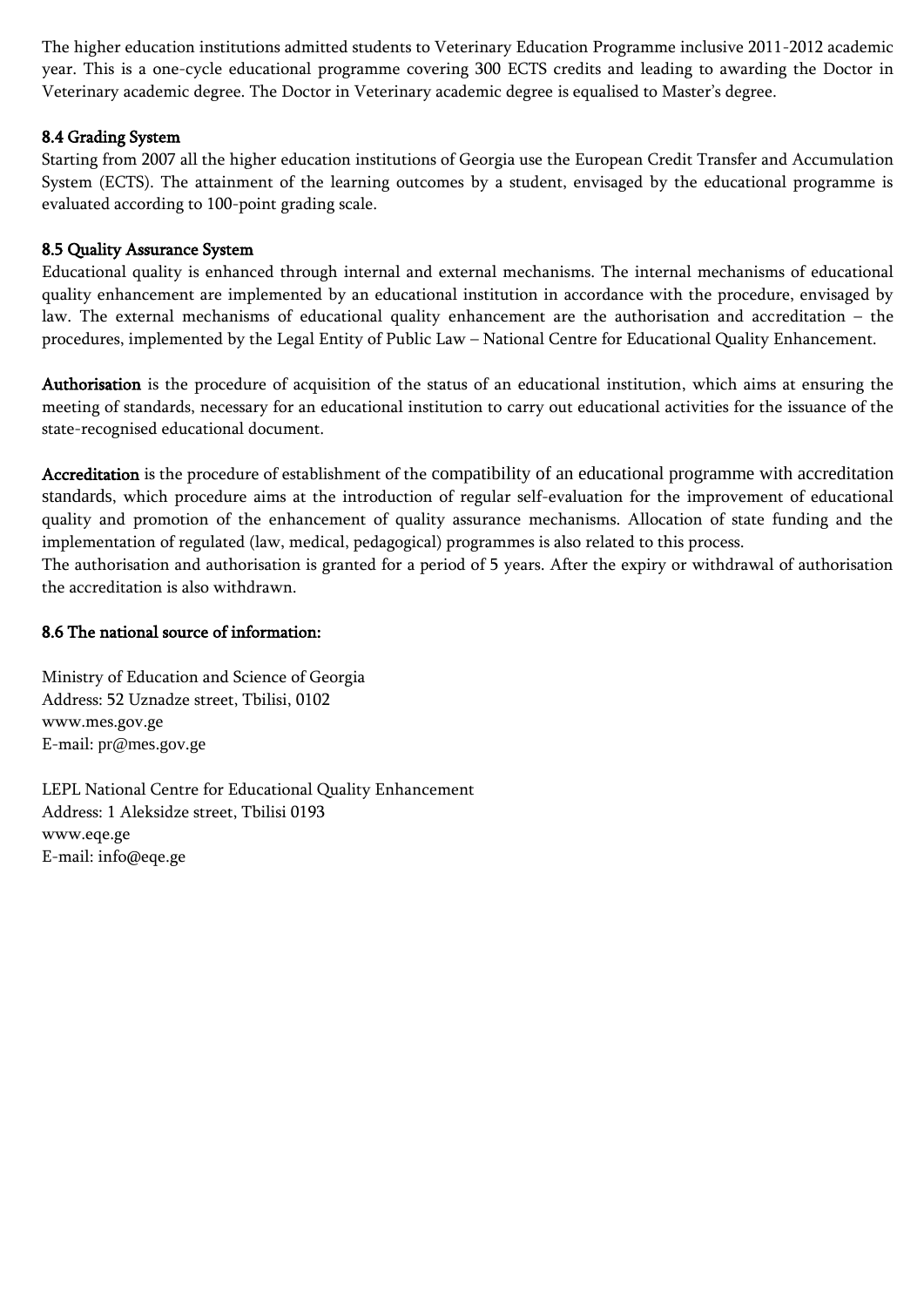The higher education institutions admitted students to Veterinary Education Programme inclusive 2011-2012 academic year. This is a one-cycle educational programme covering 300 ECTS credits and leading to awarding the Doctor in Veterinary academic degree. The Doctor in Veterinary academic degree is equalised to Master's degree.

### 8.4 Grading System

Starting from 2007 all the higher education institutions of Georgia use the European Credit Transfer and Accumulation System (ECTS). The attainment of the learning outcomes by a student, envisaged by the educational programme is evaluated according to 100-point grading scale.

### 8.5 Quality Assurance System

Educational quality is enhanced through internal and external mechanisms. The internal mechanisms of educational quality enhancement are implemented by an educational institution in accordance with the procedure, envisaged by law. The external mechanisms of educational quality enhancement are the authorisation and accreditation – the procedures, implemented by the Legal Entity of Public Law – National Centre for Educational Quality Enhancement.

**Authorisation** is the procedure of acquisition of the status of an educational institution, which aims at ensuring the meeting of standards, necessary for an educational institution to carry out educational activities for the issuance of the state-recognised educational document.

**Accreditation** is the procedure of establishment of the compatibility of an educational programme with accreditation standards, which procedure aims at the introduction of regular self-evaluation for the improvement of educational quality and promotion of the enhancement of quality assurance mechanisms. Allocation of state funding and the implementation of regulated (law, medical, pedagogical) programmes is also related to this process.
The authorisation and authorisation is granted for a period of 5 years. After the expiry or withdrawal of authorisation the accreditation is also withdrawn.

### 8.6 The national source of information:

Ministry of Education and Science of Georgia
Address: 52 Uznadze street, Tbilisi, 0102
www.mes.gov.ge
E-mail: pr@mes.gov.ge

LEPL National Centre for Educational Quality Enhancement
Address: 1 Aleksidze street, Tbilisi 0193
www.eqe.ge
E-mail: info@eqe.ge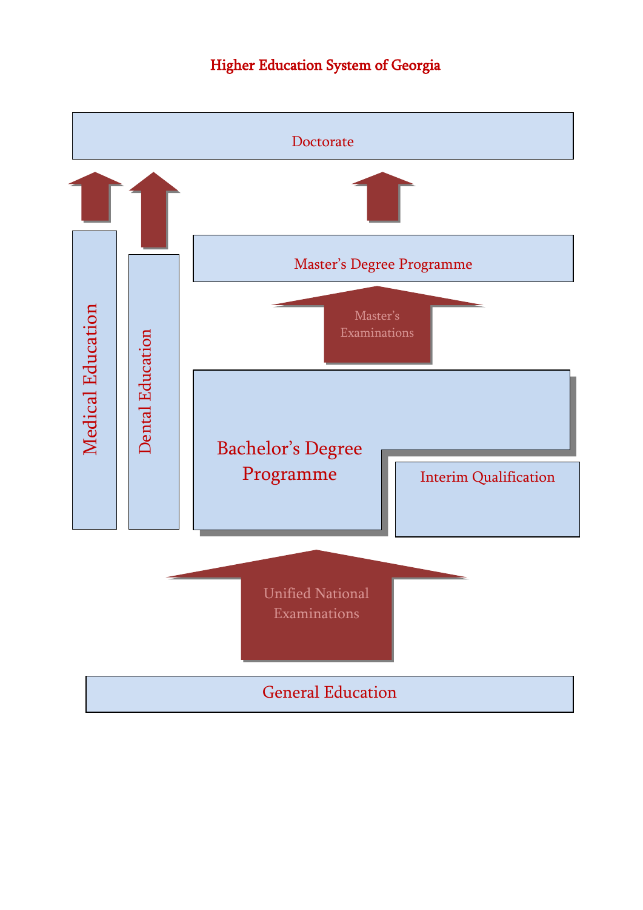# Higher Education System of Georgia

Doctorate

Master's Degree Programme

Master's Examinations

Medical Education

Dental Education

Bachelor's Degree Programme

Interim Qualification

Unified National Examinations

General Education